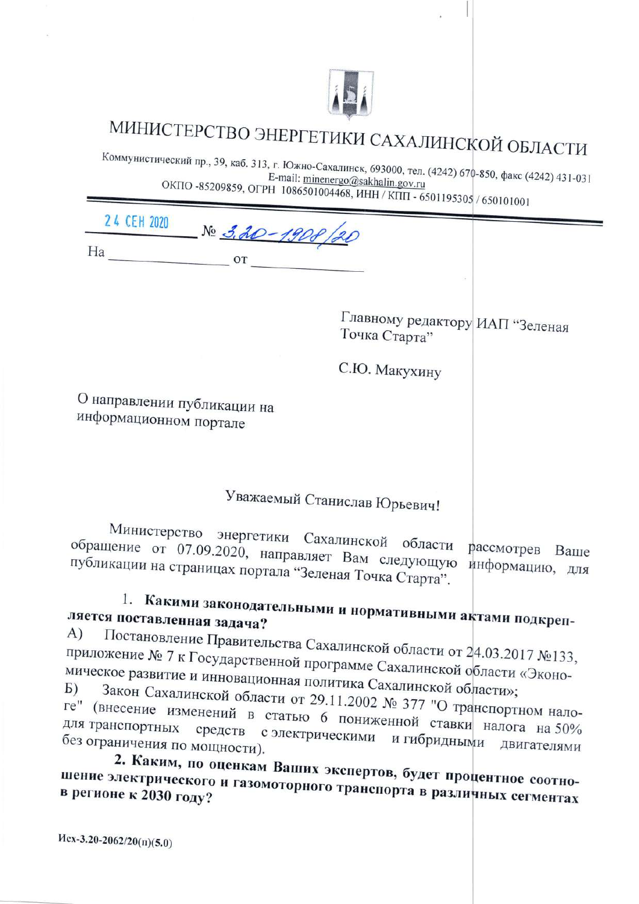# МИНИСТЕРСТВО ЭНЕРГЕТИКИ САХАЛИНСКОЙ ОБЛАСТИ

Коммунистический пр., 39, каб. 313, г. Южно-Сахалинск, 693000, тел. (4242) 670-850, факс (4242) 431-031
E-mail: minenergo@sakhalin.gov.ru
ОКПО -85209859, ОГРН 1086501004468, ИНН / КПП - 6501195305 / 650101001

24 СЕН 2020 № 3.20-1908/20

На ______________ от ______________

Главному редактору ИАП "Зеленая Точка Старта"

С.Ю. Макухину

О направлении публикации на информационном портале

Уважаемый Станислав Юрьевич!

Министерство энергетики Сахалинской области рассмотрев Ваше обращение от 07.09.2020, направляет Вам следующую информацию, для публикации на страницах портала "Зеленая Точка Старта".

1. **Какими законодательными и нормативными актами подкрепляется поставленная задача?**

А) Постановление Правительства Сахалинской области от 24.03.2017 №133, приложение № 7 к Государственной программе Сахалинской области «Экономическое развитие и инновационная политика Сахалинской области»;

Б) Закон Сахалинской области от 29.11.2002 № 377 "О транспортном налоге" (внесение изменений в статью 6 пониженной ставки налога на 50% для транспортных средств с электрическими и гибридными двигателями без ограничения по мощности).

**2. Каким, по оценкам Ваших экспертов, будет процентное соотношение электрического и газомоторного транспорта в различных сегментах в регионе к 2030 году?**

Исх-3.20-2062/20(п)(5.0)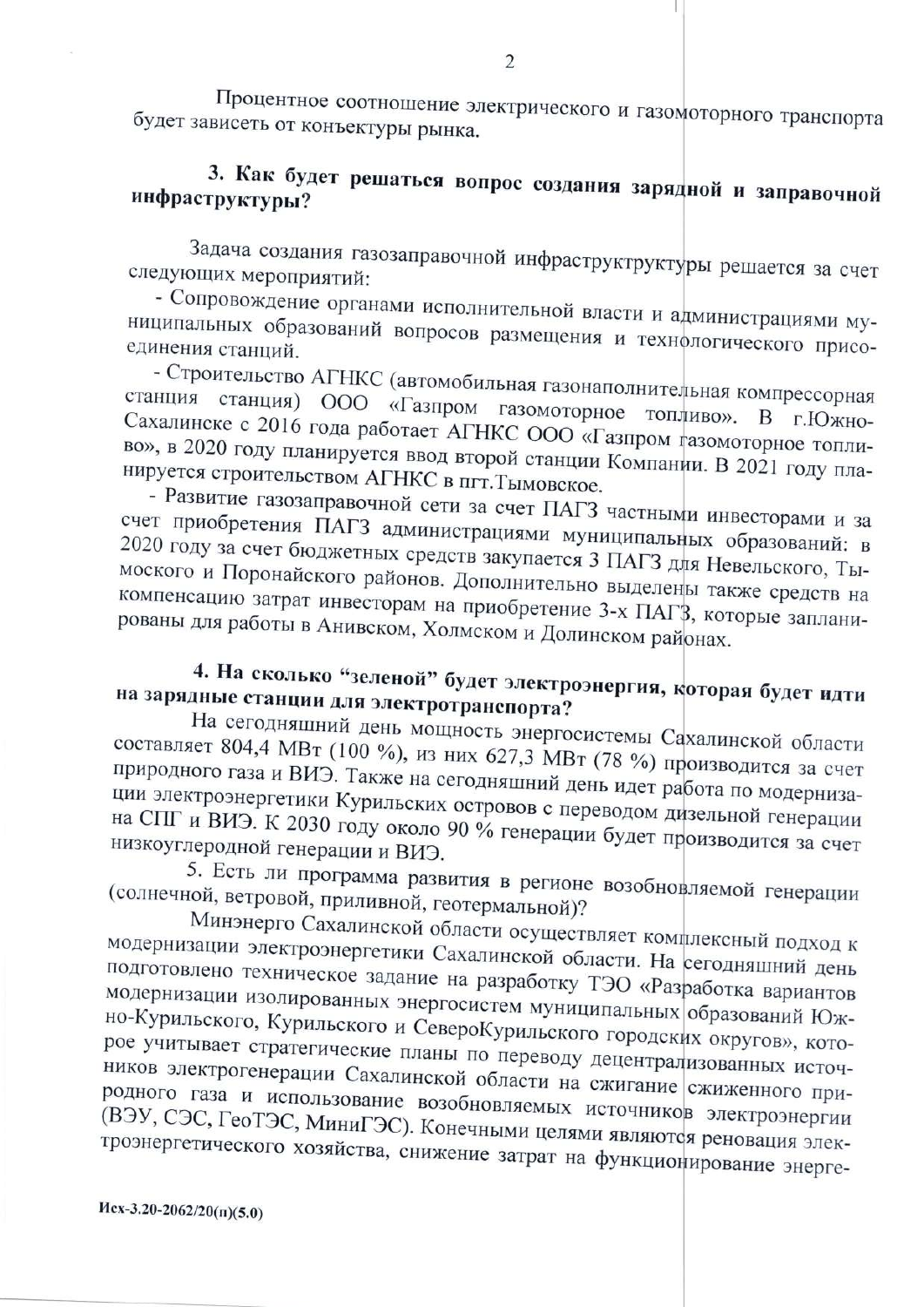Процентное соотношение электрического и газомоторного транспорта будет зависеть от конъектуры рынка.

### 3. Как будет решаться вопрос создания зарядной и заправочной инфраструктуры?

Задача создания газозаправочной инфраструктктуры решается за счет следующих мероприятий:

- Сопровождение органами исполнительной власти и администрациями муниципальных образований вопросов размещения и технологического присоединения станций.
- Строительство АГНКС (автомобильная газонаполнительная компрессорная станция станция) ООО «Газпром газомоторное топливо». В г.Южно-Сахалинске с 2016 года работает АГНКС ООО «Газпром газомоторное топливо», в 2020 году планируется ввод второй станции Компании. В 2021 году планируется строительством АГНКС в пгт.Тымовское.
- Развитие газозаправочной сети за счет ПАГЗ частными инвесторами и за счет приобретения ПАГЗ администрациями муниципальных образований: в 2020 году за счет бюджетных средств закупается 3 ПАГЗ для Невельского, Тымоского и Поронайского районов. Дополнительно выделены также средств на компенсацию затрат инвесторам на приобретение 3-х ПАГЗ, которые запланированы для работы в Анивском, Холмском и Долинском районах.

### 4. На сколько "зеленой" будет электроэнергия, которая будет идти на зарядные станции для электротранспорта?

На сегодняшний день мощность энергосистемы Сахалинской области составляет 804,4 МВт (100 %), из них 627,3 МВт (78 %) производится за счет природного газа и ВИЭ. Также на сегодняшний день идет работа по модернизации электроэнергетики Курильских островов с переводом дизельной генерации на СПГ и ВИЭ. К 2030 году около 90 % генерации будет производится за счет низкоуглеродной генерации и ВИЭ.

5. Есть ли программа развития в регионе возобновляемой генерации (солнечной, ветровой, приливной, геотермальной)?

Минэнерго Сахалинской области осуществляет комплексный подход к модернизации электроэнергетики Сахалинской области. На сегодняшний день подготовлено техническое задание на разработку ТЭО «Разработка вариантов модернизации изолированных энергосистем муниципальных образований Южно-Курильского, Курильского и СевероКурильского городских округов», которое учитывает стратегические планы по переводу децентрализованных источников электрогенерации Сахалинской области на сжигание сжиженного природного газа и использование возобновляемых источников электроэнергии (ВЭУ, СЭС, ГеоТЭС, МиниГЭС). Конечными целями являются реновация электроэнергетического хозяйства, снижение затрат на функционирование энерге-

Исх-3.20-2062/20(п)(5.0)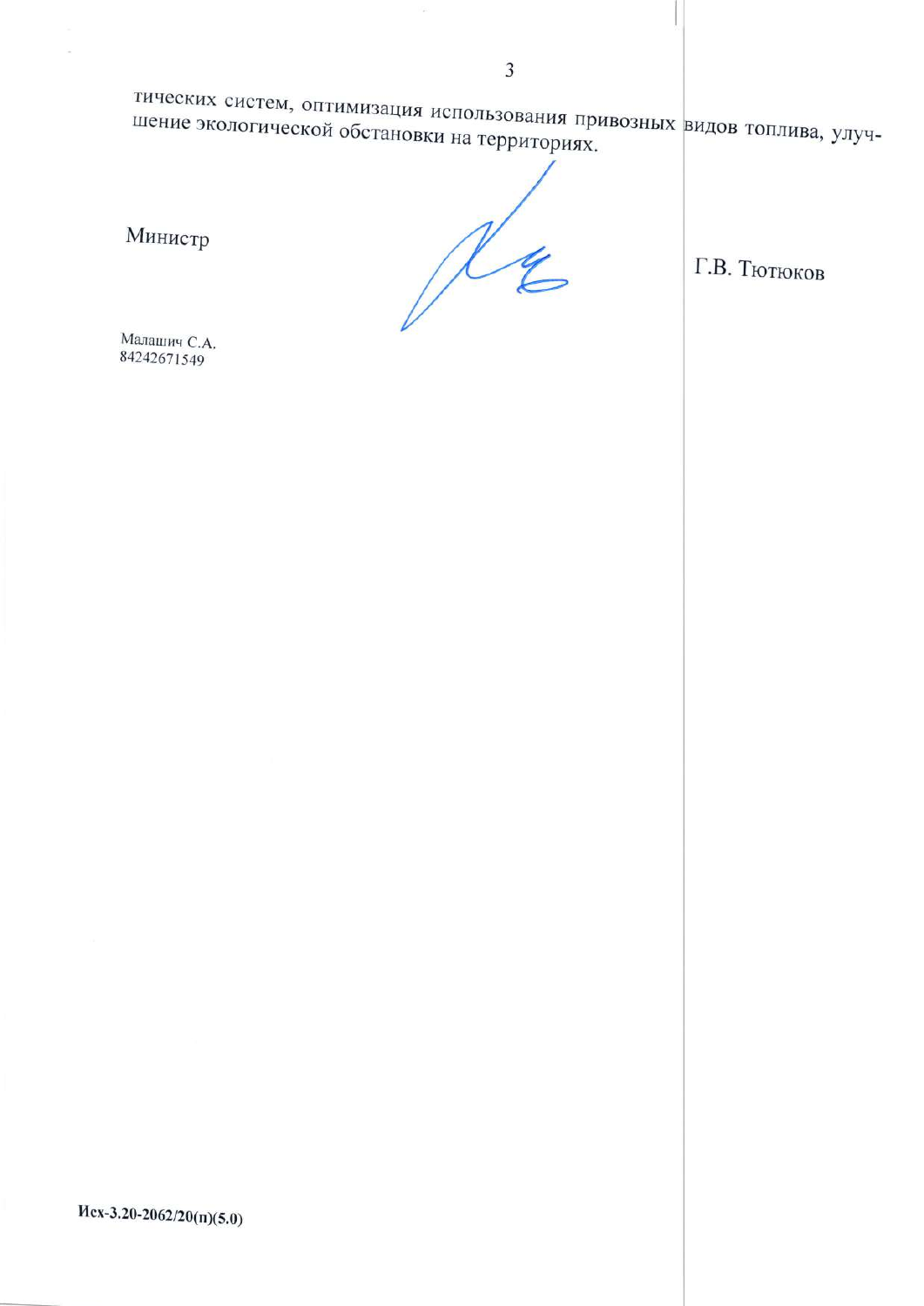тических систем, оптимизация использования привозных видов топлива, улучшение экологической обстановки на территориях.

Министр Г.В. Тютюков

Малашич С.А.
84242671549

Исх-3.20-2062/20(п)(5.0)